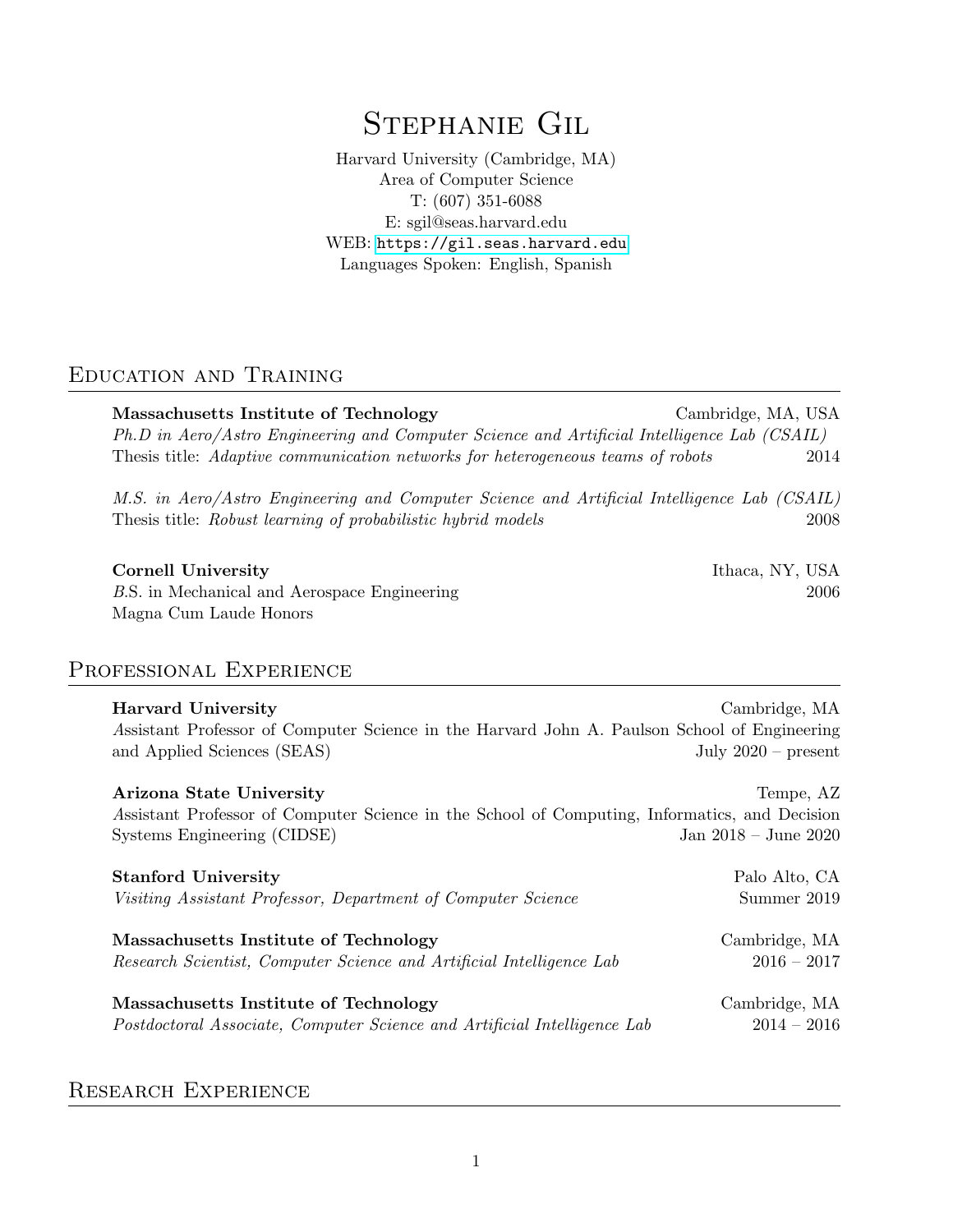# Stephanie Gil

Harvard University (Cambridge, MA)
Area of Computer Science
T: (607) 351-6088
E: sgil@seas.harvard.edu
WEB: https://gil.seas.harvard.edu
Languages Spoken: English, Spanish

## Education and Training

**Massachusetts Institute of Technology** — Cambridge, MA, USA
*Ph.D in Aero/Astro Engineering and Computer Science and Artificial Intelligence Lab (CSAIL)*
Thesis title: *Adaptive communication networks for heterogeneous teams of robots* — 2014

*M.S. in Aero/Astro Engineering and Computer Science and Artificial Intelligence Lab (CSAIL)*
Thesis title: *Robust learning of probabilistic hybrid models* — 2008

**Cornell University** — Ithaca, NY, USA
*B*.S. in Mechanical and Aerospace Engineering — 2006
Magna Cum Laude Honors

## Professional Experience

**Harvard University** — Cambridge, MA
*A*ssistant Professor of Computer Science in the Harvard John A. Paulson School of Engineering and Applied Sciences (SEAS) — July 2020 – present

**Arizona State University** — Tempe, AZ
*A*ssistant Professor of Computer Science in the School of Computing, Informatics, and Decision Systems Engineering (CIDSE) — Jan 2018 – June 2020

**Stanford University** — Palo Alto, CA
*Visiting Assistant Professor, Department of Computer Science* — Summer 2019

**Massachusetts Institute of Technology** — Cambridge, MA
*Research Scientist, Computer Science and Artificial Intelligence Lab* — 2016 – 2017

**Massachusetts Institute of Technology** — Cambridge, MA
*Postdoctoral Associate, Computer Science and Artificial Intelligence Lab* — 2014 – 2016

## Research Experience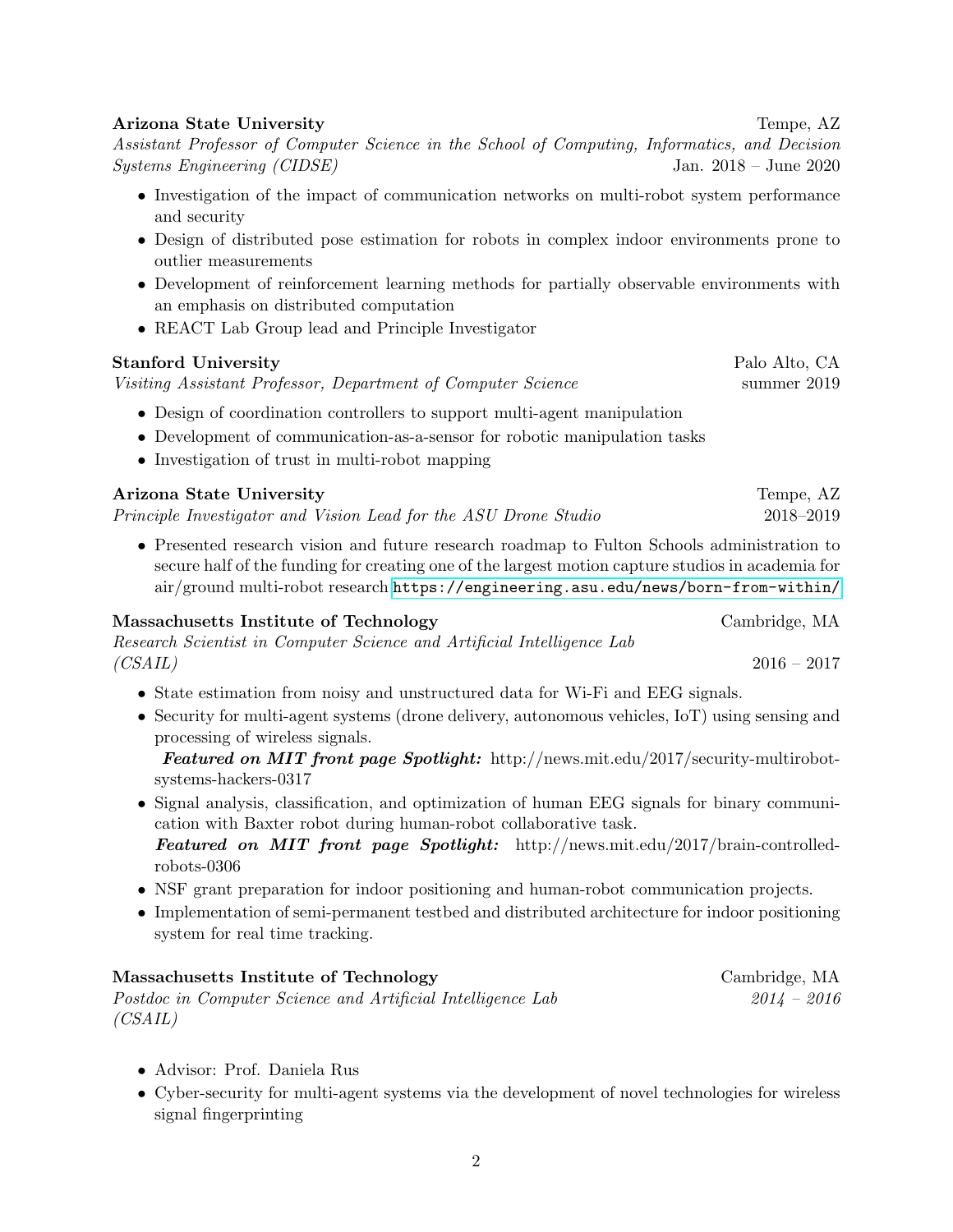**Arizona State University** Tempe, AZ
*Assistant Professor of Computer Science in the School of Computing, Informatics, and Decision Systems Engineering (CIDSE)* Jan. 2018 – June 2020

- Investigation of the impact of communication networks on multi-robot system performance and security
- Design of distributed pose estimation for robots in complex indoor environments prone to outlier measurements
- Development of reinforcement learning methods for partially observable environments with an emphasis on distributed computation
- REACT Lab Group lead and Principle Investigator

**Stanford University** Palo Alto, CA
*Visiting Assistant Professor, Department of Computer Science* summer 2019

- Design of coordination controllers to support multi-agent manipulation
- Development of communication-as-a-sensor for robotic manipulation tasks
- Investigation of trust in multi-robot mapping

**Arizona State University** Tempe, AZ
*Principle Investigator and Vision Lead for the ASU Drone Studio* 2018–2019

- Presented research vision and future research roadmap to Fulton Schools administration to secure half of the funding for creating one of the largest motion capture studios in academia for air/ground multi-robot research https://engineering.asu.edu/news/born-from-within/

**Massachusetts Institute of Technology** Cambridge, MA
*Research Scientist in Computer Science and Artificial Intelligence Lab (CSAIL)* 2016 – 2017

- State estimation from noisy and unstructured data for Wi-Fi and EEG signals.
- Security for multi-agent systems (drone delivery, autonomous vehicles, IoT) using sensing and processing of wireless signals.
  ***Featured on MIT front page Spotlight:*** http://news.mit.edu/2017/security-multirobot-systems-hackers-0317
- Signal analysis, classification, and optimization of human EEG signals for binary communication with Baxter robot during human-robot collaborative task.
  ***Featured on MIT front page Spotlight:*** http://news.mit.edu/2017/brain-controlled-robots-0306
- NSF grant preparation for indoor positioning and human-robot communication projects.
- Implementation of semi-permanent testbed and distributed architecture for indoor positioning system for real time tracking.

**Massachusetts Institute of Technology** Cambridge, MA
*Postdoc in Computer Science and Artificial Intelligence Lab (CSAIL)* *2014 – 2016*

- Advisor: Prof. Daniela Rus
- Cyber-security for multi-agent systems via the development of novel technologies for wireless signal fingerprinting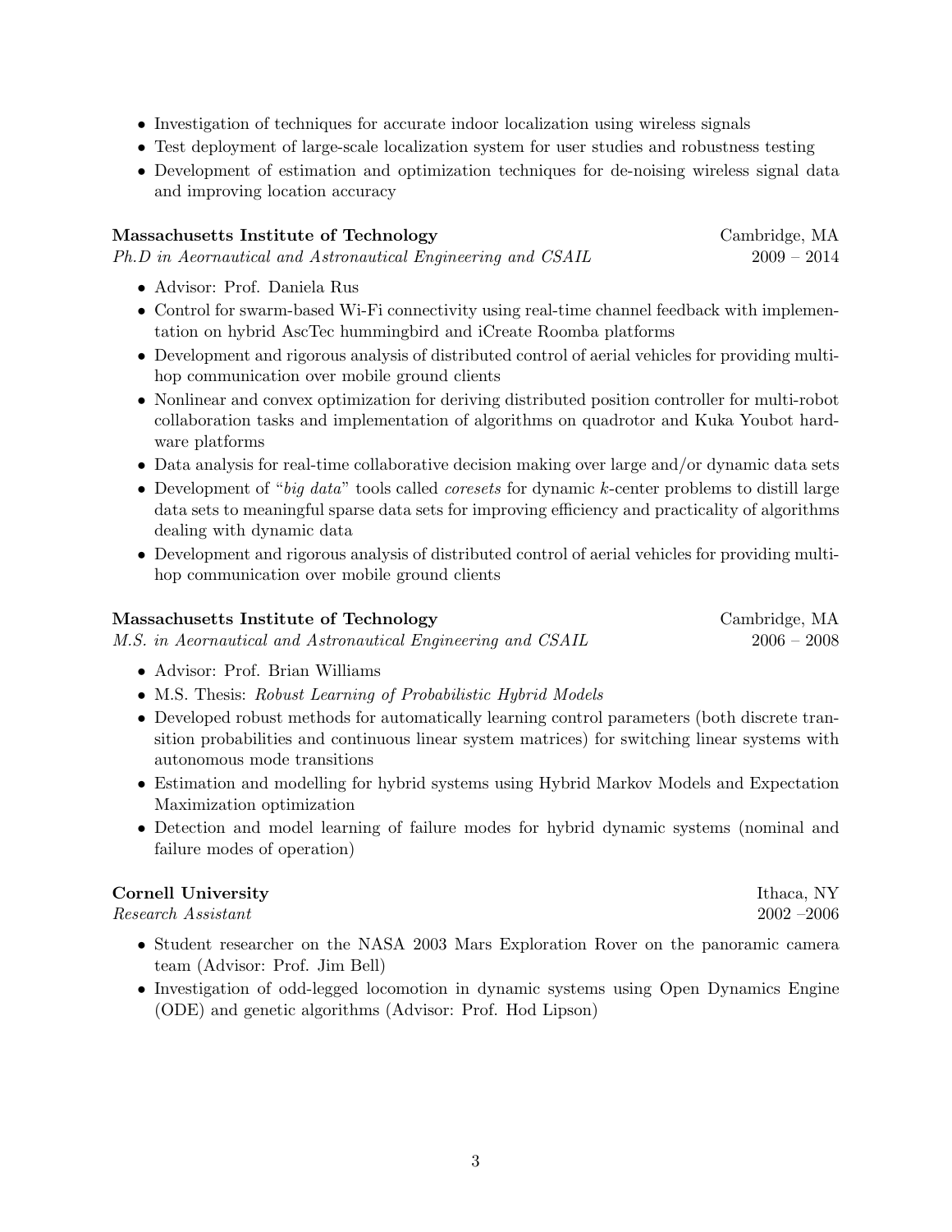- Investigation of techniques for accurate indoor localization using wireless signals
- Test deployment of large-scale localization system for user studies and robustness testing
- Development of estimation and optimization techniques for de-noising wireless signal data and improving location accuracy

**Massachusetts Institute of Technology** Cambridge, MA
*Ph.D in Aeornautical and Astronautical Engineering and CSAIL* 2009 – 2014

- Advisor: Prof. Daniela Rus
- Control for swarm-based Wi-Fi connectivity using real-time channel feedback with implementation on hybrid AscTec hummingbird and iCreate Roomba platforms
- Development and rigorous analysis of distributed control of aerial vehicles for providing multi-hop communication over mobile ground clients
- Nonlinear and convex optimization for deriving distributed position controller for multi-robot collaboration tasks and implementation of algorithms on quadrotor and Kuka Youbot hardware platforms
- Data analysis for real-time collaborative decision making over large and/or dynamic data sets
- Development of "*big data*" tools called *coresets* for dynamic $k$-center problems to distill large data sets to meaningful sparse data sets for improving efficiency and practicality of algorithms dealing with dynamic data
- Development and rigorous analysis of distributed control of aerial vehicles for providing multi-hop communication over mobile ground clients

**Massachusetts Institute of Technology** Cambridge, MA
*M.S. in Aeornautical and Astronautical Engineering and CSAIL* 2006 – 2008

- Advisor: Prof. Brian Williams
- M.S. Thesis: *Robust Learning of Probabilistic Hybrid Models*
- Developed robust methods for automatically learning control parameters (both discrete transition probabilities and continuous linear system matrices) for switching linear systems with autonomous mode transitions
- Estimation and modelling for hybrid systems using Hybrid Markov Models and Expectation Maximization optimization
- Detection and model learning of failure modes for hybrid dynamic systems (nominal and failure modes of operation)

**Cornell University** Ithaca, NY
*Research Assistant* 2002 –2006

- Student researcher on the NASA 2003 Mars Exploration Rover on the panoramic camera team (Advisor: Prof. Jim Bell)
- Investigation of odd-legged locomotion in dynamic systems using Open Dynamics Engine (ODE) and genetic algorithms (Advisor: Prof. Hod Lipson)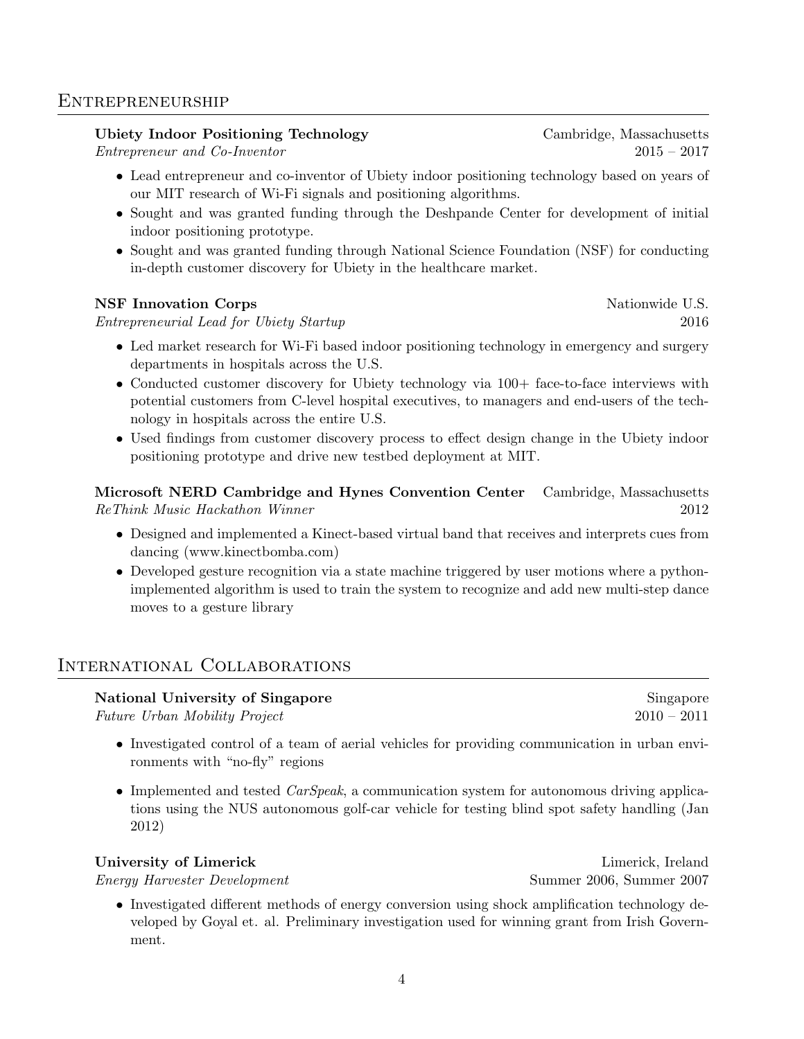## Entrepreneurship

**Ubiety Indoor Positioning Technology** — Cambridge, Massachusetts
*Entrepreneur and Co-Inventor* — 2015 – 2017

- Lead entrepreneur and co-inventor of Ubiety indoor positioning technology based on years of our MIT research of Wi-Fi signals and positioning algorithms.
- Sought and was granted funding through the Deshpande Center for development of initial indoor positioning prototype.
- Sought and was granted funding through National Science Foundation (NSF) for conducting in-depth customer discovery for Ubiety in the healthcare market.

**NSF Innovation Corps** — Nationwide U.S.
*Entrepreneurial Lead for Ubiety Startup* — 2016

- Led market research for Wi-Fi based indoor positioning technology in emergency and surgery departments in hospitals across the U.S.
- Conducted customer discovery for Ubiety technology via 100+ face-to-face interviews with potential customers from C-level hospital executives, to managers and end-users of the technology in hospitals across the entire U.S.
- Used findings from customer discovery process to effect design change in the Ubiety indoor positioning prototype and drive new testbed deployment at MIT.

**Microsoft NERD Cambridge and Hynes Convention Center** — Cambridge, Massachusetts
*ReThink Music Hackathon Winner* — 2012

- Designed and implemented a Kinect-based virtual band that receives and interprets cues from dancing (www.kinectbomba.com)
- Developed gesture recognition via a state machine triggered by user motions where a python-implemented algorithm is used to train the system to recognize and add new multi-step dance moves to a gesture library

## International Collaborations

**National University of Singapore** — Singapore
*Future Urban Mobility Project* — 2010 – 2011

- Investigated control of a team of aerial vehicles for providing communication in urban environments with "no-fly" regions
- Implemented and tested *CarSpeak*, a communication system for autonomous driving applications using the NUS autonomous golf-car vehicle for testing blind spot safety handling (Jan 2012)

**University of Limerick** — Limerick, Ireland
*Energy Harvester Development* — Summer 2006, Summer 2007

- Investigated different methods of energy conversion using shock amplification technology developed by Goyal et. al. Preliminary investigation used for winning grant from Irish Government.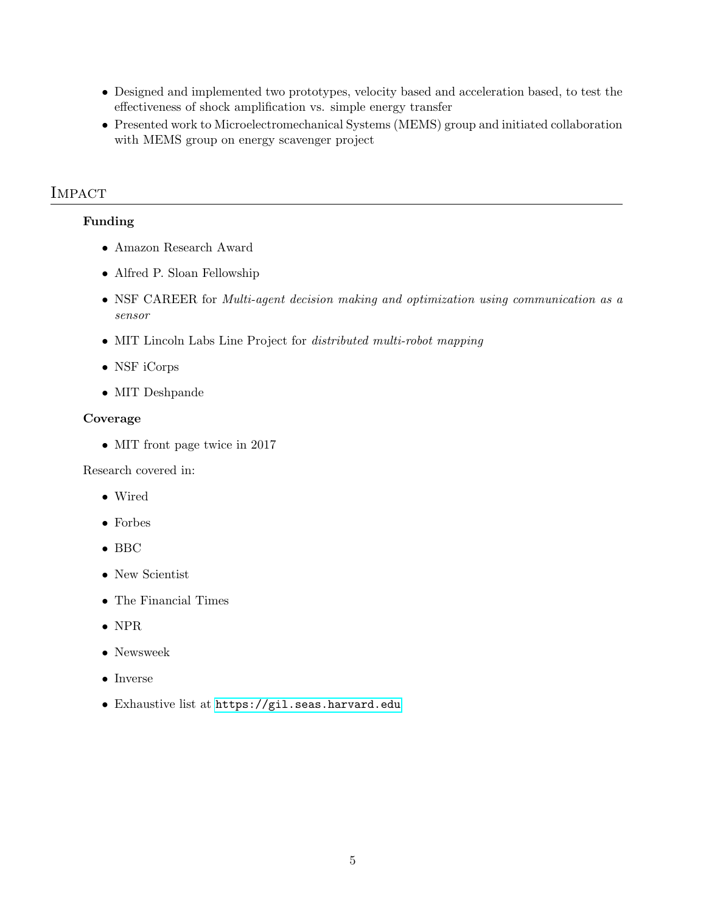- Designed and implemented two prototypes, velocity based and acceleration based, to test the effectiveness of shock amplification vs. simple energy transfer
- Presented work to Microelectromechanical Systems (MEMS) group and initiated collaboration with MEMS group on energy scavenger project

## Impact

**Funding**

- Amazon Research Award
- Alfred P. Sloan Fellowship
- NSF CAREER for *Multi-agent decision making and optimization using communication as a sensor*
- MIT Lincoln Labs Line Project for *distributed multi-robot mapping*
- NSF iCorps
- MIT Deshpande

**Coverage**

- MIT front page twice in 2017

Research covered in:

- Wired
- Forbes
- BBC
- New Scientist
- The Financial Times
- NPR
- Newsweek
- Inverse
- Exhaustive list at https://gil.seas.harvard.edu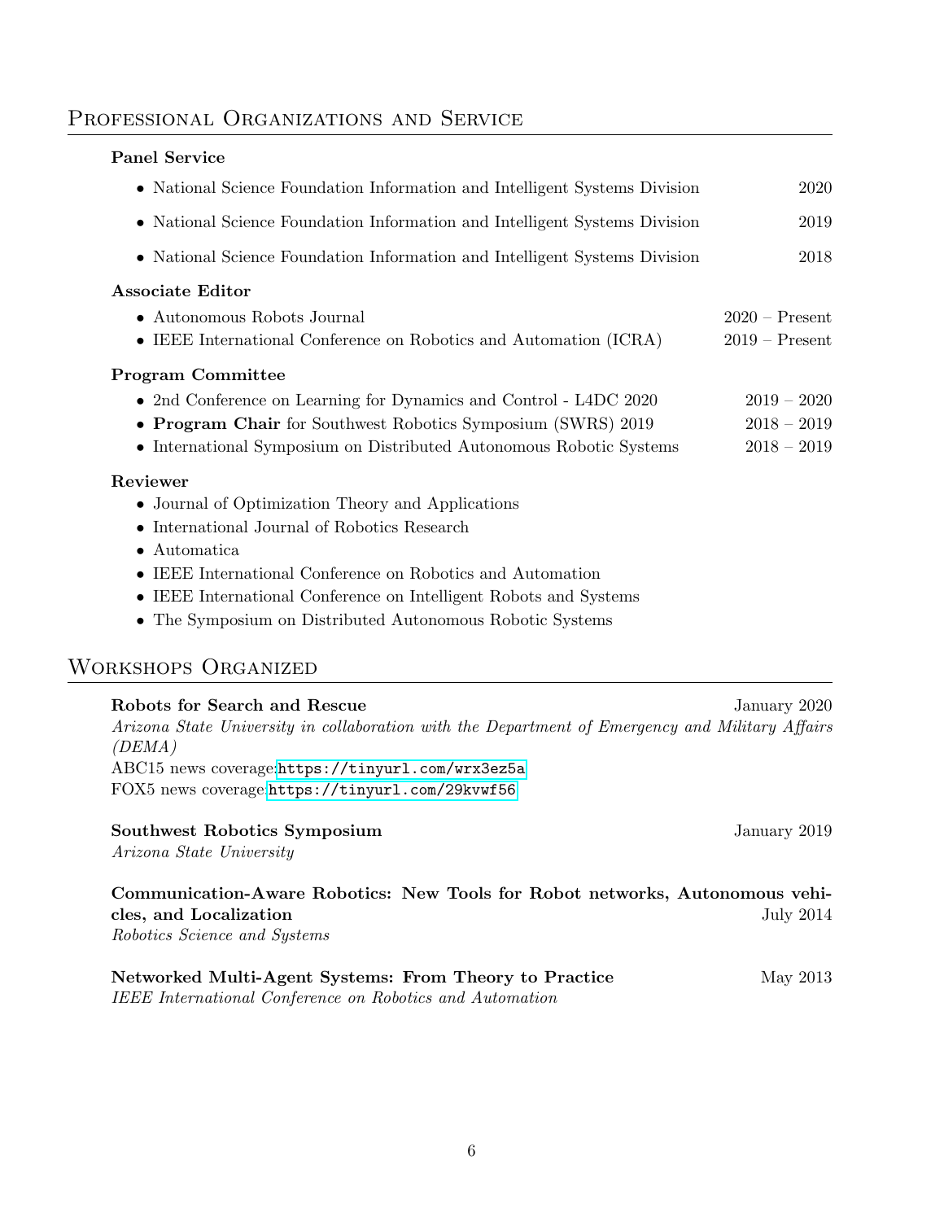## Professional Organizations and Service

### Panel Service

- National Science Foundation Information and Intelligent Systems Division 2020
- National Science Foundation Information and Intelligent Systems Division 2019
- National Science Foundation Information and Intelligent Systems Division 2018

### Associate Editor

- Autonomous Robots Journal 2020 – Present
- IEEE International Conference on Robotics and Automation (ICRA) 2019 – Present

### Program Committee

- 2nd Conference on Learning for Dynamics and Control - L4DC 2020 2019 – 2020
- **Program Chair** for Southwest Robotics Symposium (SWRS) 2019 2018 – 2019
- International Symposium on Distributed Autonomous Robotic Systems 2018 – 2019

### Reviewer

- Journal of Optimization Theory and Applications
- International Journal of Robotics Research
- Automatica
- IEEE International Conference on Robotics and Automation
- IEEE International Conference on Intelligent Robots and Systems
- The Symposium on Distributed Autonomous Robotic Systems

## Workshops Organized

**Robots for Search and Rescue** January 2020
*Arizona State University in collaboration with the Department of Emergency and Military Affairs (DEMA)*
ABC15 news coverage:https://tinyurl.com/wrx3ez5a
FOX5 news coverage:https://tinyurl.com/29kvwf56

**Southwest Robotics Symposium** January 2019
*Arizona State University*

**Communication-Aware Robotics: New Tools for Robot networks, Autonomous vehicles, and Localization** July 2014
*Robotics Science and Systems*

**Networked Multi-Agent Systems: From Theory to Practice** May 2013
*IEEE International Conference on Robotics and Automation*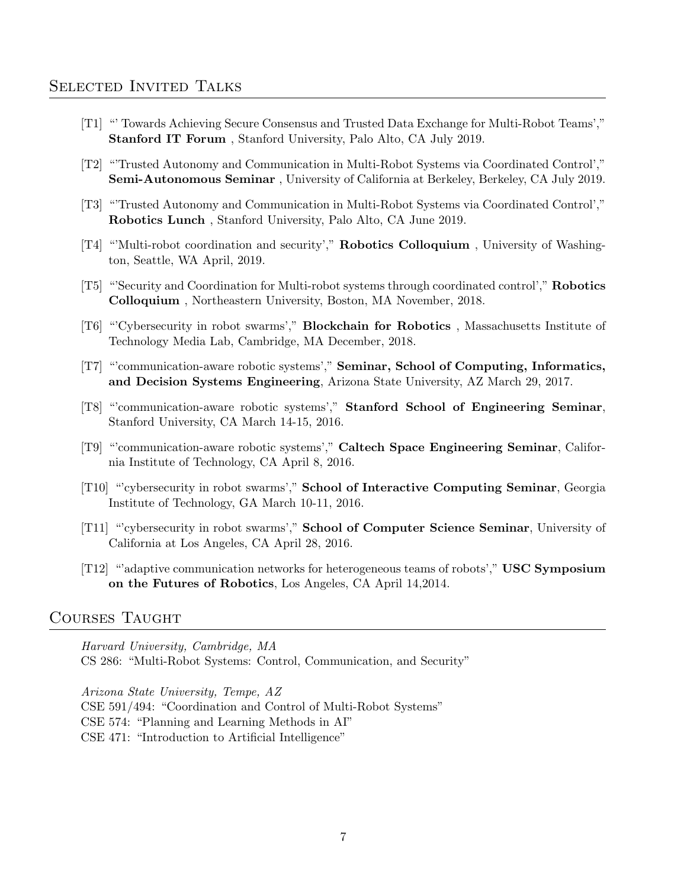## Selected Invited Talks

[T1] "' Towards Achieving Secure Consensus and Trusted Data Exchange for Multi-Robot Teams'," **Stanford IT Forum** , Stanford University, Palo Alto, CA July 2019.

[T2] "'Trusted Autonomy and Communication in Multi-Robot Systems via Coordinated Control'," **Semi-Autonomous Seminar** , University of California at Berkeley, Berkeley, CA July 2019.

[T3] "'Trusted Autonomy and Communication in Multi-Robot Systems via Coordinated Control'," **Robotics Lunch** , Stanford University, Palo Alto, CA June 2019.

[T4] "'Multi-robot coordination and security'," **Robotics Colloquium** , University of Washington, Seattle, WA April, 2019.

[T5] "'Security and Coordination for Multi-robot systems through coordinated control'," **Robotics Colloquium** , Northeastern University, Boston, MA November, 2018.

[T6] "'Cybersecurity in robot swarms'," **Blockchain for Robotics** , Massachusetts Institute of Technology Media Lab, Cambridge, MA December, 2018.

[T7] "'communication-aware robotic systems'," **Seminar, School of Computing, Informatics, and Decision Systems Engineering**, Arizona State University, AZ March 29, 2017.

[T8] "'communication-aware robotic systems'," **Stanford School of Engineering Seminar**, Stanford University, CA March 14-15, 2016.

[T9] "'communication-aware robotic systems'," **Caltech Space Engineering Seminar**, California Institute of Technology, CA April 8, 2016.

[T10] "'cybersecurity in robot swarms'," **School of Interactive Computing Seminar**, Georgia Institute of Technology, GA March 10-11, 2016.

[T11] "'cybersecurity in robot swarms'," **School of Computer Science Seminar**, University of California at Los Angeles, CA April 28, 2016.

[T12] "'adaptive communication networks for heterogeneous teams of robots'," **USC Symposium on the Futures of Robotics**, Los Angeles, CA April 14,2014.

## Courses Taught

*Harvard University, Cambridge, MA*
CS 286: "Multi-Robot Systems: Control, Communication, and Security"

*Arizona State University, Tempe, AZ*
CSE 591/494: "Coordination and Control of Multi-Robot Systems"
CSE 574: "Planning and Learning Methods in AI"
CSE 471: "Introduction to Artificial Intelligence"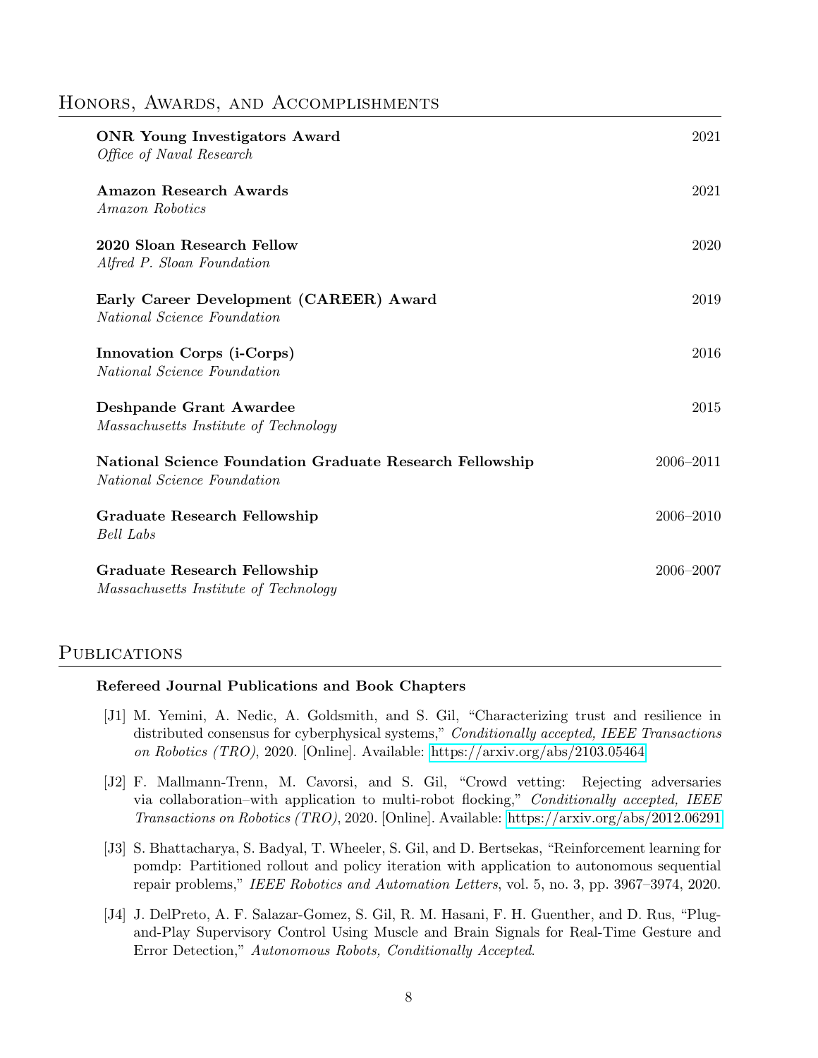## Honors, Awards, and Accomplishments

**ONR Young Investigators Award** — 2021
*Office of Naval Research*

**Amazon Research Awards** — 2021
*Amazon Robotics*

**2020 Sloan Research Fellow** — 2020
*Alfred P. Sloan Foundation*

**Early Career Development (CAREER) Award** — 2019
*National Science Foundation*

**Innovation Corps (i-Corps)** — 2016
*National Science Foundation*

**Deshpande Grant Awardee** — 2015
*Massachusetts Institute of Technology*

**National Science Foundation Graduate Research Fellowship** — 2006–2011
*National Science Foundation*

**Graduate Research Fellowship** — 2006–2010
*Bell Labs*

**Graduate Research Fellowship** — 2006–2007
*Massachusetts Institute of Technology*

## Publications

### Refereed Journal Publications and Book Chapters

[J1] M. Yemini, A. Nedic, A. Goldsmith, and S. Gil, "Characterizing trust and resilience in distributed consensus for cyberphysical systems," *Conditionally accepted, IEEE Transactions on Robotics (TRO)*, 2020. [Online]. Available: https://arxiv.org/abs/2103.05464

[J2] F. Mallmann-Trenn, M. Cavorsi, and S. Gil, "Crowd vetting: Rejecting adversaries via collaboration–with application to multi-robot flocking," *Conditionally accepted, IEEE Transactions on Robotics (TRO)*, 2020. [Online]. Available: https://arxiv.org/abs/2012.06291

[J3] S. Bhattacharya, S. Badyal, T. Wheeler, S. Gil, and D. Bertsekas, "Reinforcement learning for pomdp: Partitioned rollout and policy iteration with application to autonomous sequential repair problems," *IEEE Robotics and Automation Letters*, vol. 5, no. 3, pp. 3967–3974, 2020.

[J4] J. DelPreto, A. F. Salazar-Gomez, S. Gil, R. M. Hasani, F. H. Guenther, and D. Rus, "Plug-and-Play Supervisory Control Using Muscle and Brain Signals for Real-Time Gesture and Error Detection," *Autonomous Robots, Conditionally Accepted*.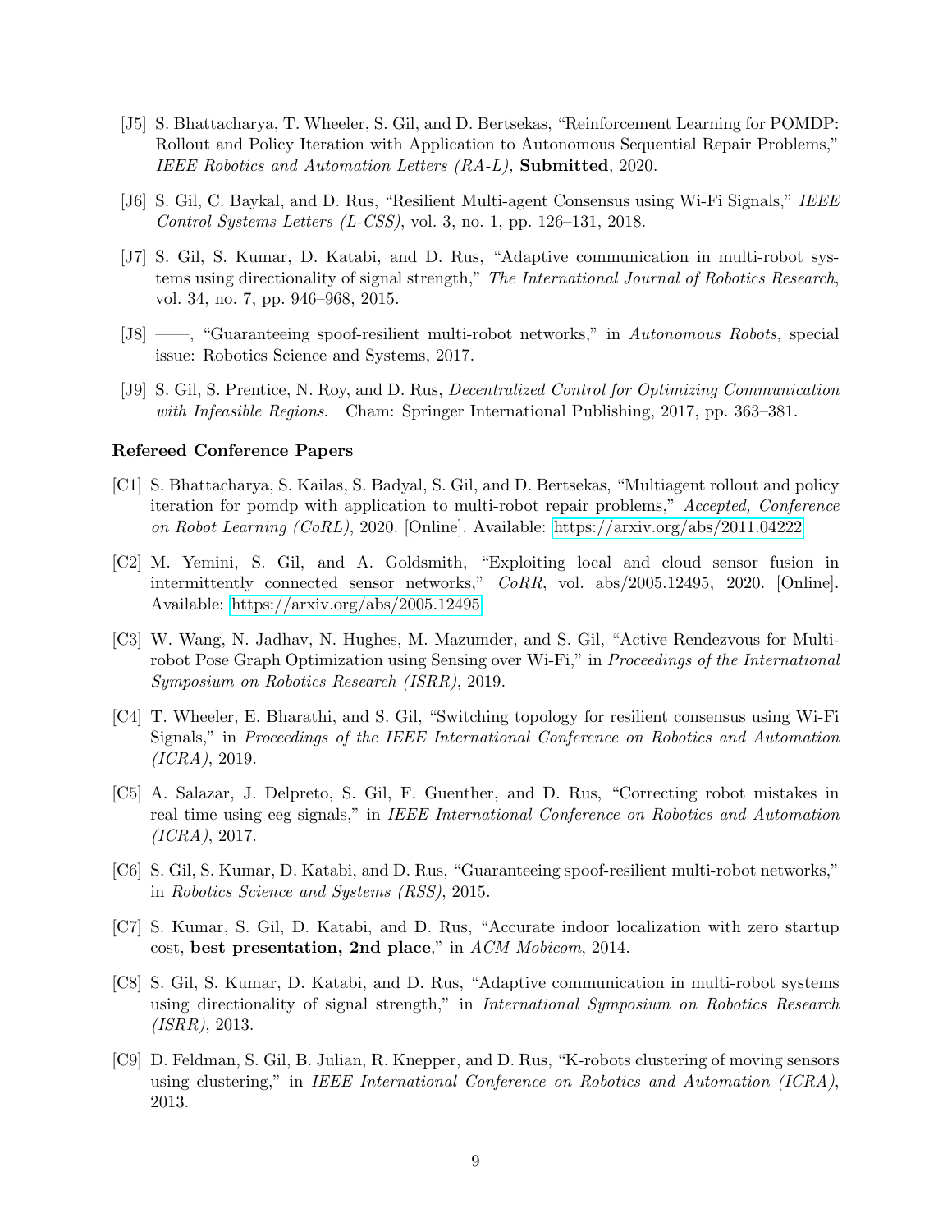[J5] S. Bhattacharya, T. Wheeler, S. Gil, and D. Bertsekas, "Reinforcement Learning for POMDP: Rollout and Policy Iteration with Application to Autonomous Sequential Repair Problems," *IEEE Robotics and Automation Letters (RA-L),* **Submitted**, 2020.

[J6] S. Gil, C. Baykal, and D. Rus, "Resilient Multi-agent Consensus using Wi-Fi Signals," *IEEE Control Systems Letters (L-CSS)*, vol. 3, no. 1, pp. 126–131, 2018.

[J7] S. Gil, S. Kumar, D. Katabi, and D. Rus, "Adaptive communication in multi-robot systems using directionality of signal strength," *The International Journal of Robotics Research*, vol. 34, no. 7, pp. 946–968, 2015.

[J8] ——, "Guaranteeing spoof-resilient multi-robot networks," in *Autonomous Robots,* special issue: Robotics Science and Systems, 2017.

[J9] S. Gil, S. Prentice, N. Roy, and D. Rus, *Decentralized Control for Optimizing Communication with Infeasible Regions*. Cham: Springer International Publishing, 2017, pp. 363–381.

**Refereed Conference Papers**

[C1] S. Bhattacharya, S. Kailas, S. Badyal, S. Gil, and D. Bertsekas, "Multiagent rollout and policy iteration for pomdp with application to multi-robot repair problems," *Accepted, Conference on Robot Learning (CoRL)*, 2020. [Online]. Available: https://arxiv.org/abs/2011.04222

[C2] M. Yemini, S. Gil, and A. Goldsmith, "Exploiting local and cloud sensor fusion in intermittently connected sensor networks," *CoRR*, vol. abs/2005.12495, 2020. [Online]. Available: https://arxiv.org/abs/2005.12495

[C3] W. Wang, N. Jadhav, N. Hughes, M. Mazumder, and S. Gil, "Active Rendezvous for Multi-robot Pose Graph Optimization using Sensing over Wi-Fi," in *Proceedings of the International Symposium on Robotics Research (ISRR)*, 2019.

[C4] T. Wheeler, E. Bharathi, and S. Gil, "Switching topology for resilient consensus using Wi-Fi Signals," in *Proceedings of the IEEE International Conference on Robotics and Automation (ICRA)*, 2019.

[C5] A. Salazar, J. Delpreto, S. Gil, F. Guenther, and D. Rus, "Correcting robot mistakes in real time using eeg signals," in *IEEE International Conference on Robotics and Automation (ICRA)*, 2017.

[C6] S. Gil, S. Kumar, D. Katabi, and D. Rus, "Guaranteeing spoof-resilient multi-robot networks," in *Robotics Science and Systems (RSS)*, 2015.

[C7] S. Kumar, S. Gil, D. Katabi, and D. Rus, "Accurate indoor localization with zero startup cost, **best presentation, 2nd place**," in *ACM Mobicom*, 2014.

[C8] S. Gil, S. Kumar, D. Katabi, and D. Rus, "Adaptive communication in multi-robot systems using directionality of signal strength," in *International Symposium on Robotics Research (ISRR)*, 2013.

[C9] D. Feldman, S. Gil, B. Julian, R. Knepper, and D. Rus, "K-robots clustering of moving sensors using clustering," in *IEEE International Conference on Robotics and Automation (ICRA)*, 2013.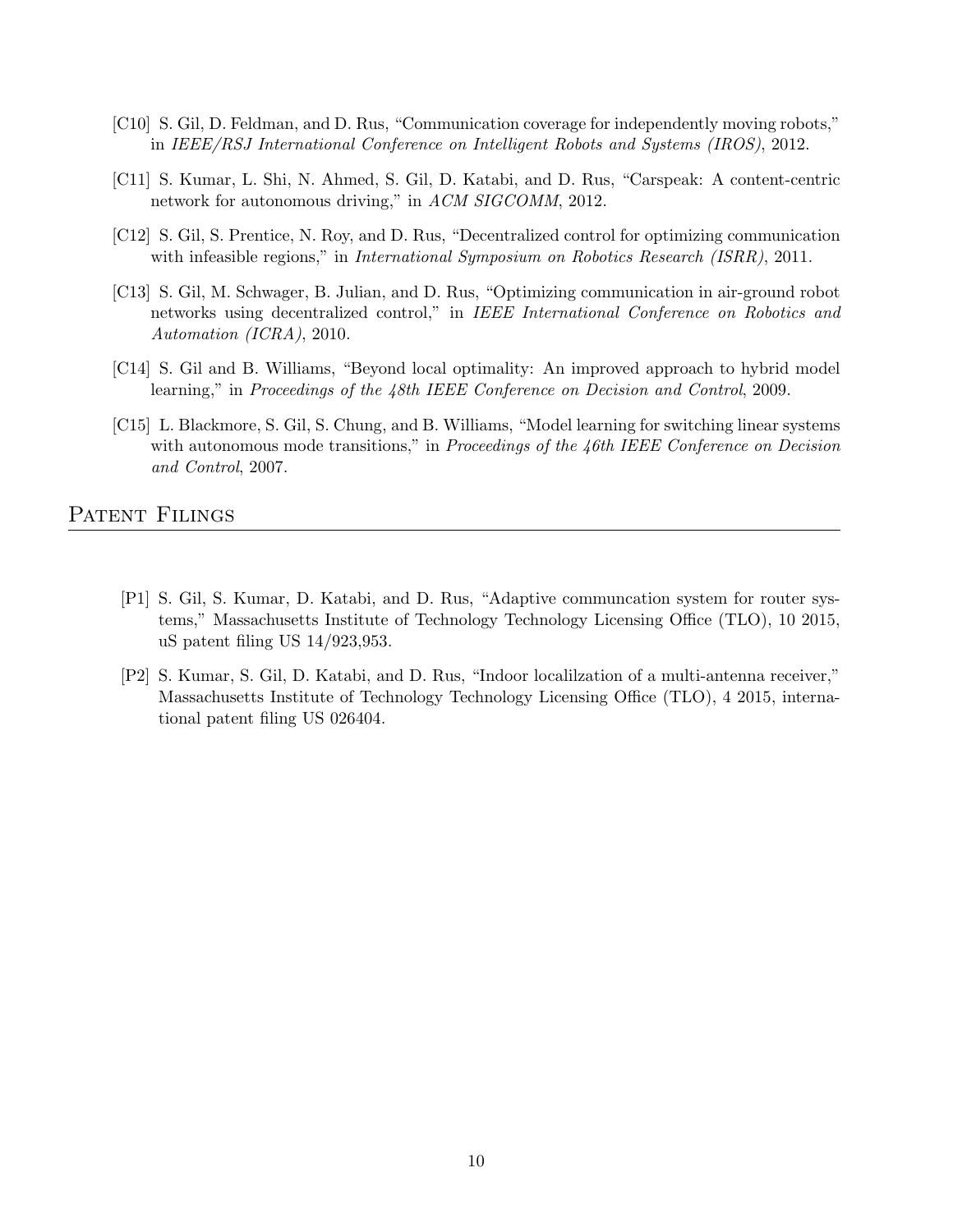[C10] S. Gil, D. Feldman, and D. Rus, "Communication coverage for independently moving robots," in *IEEE/RSJ International Conference on Intelligent Robots and Systems (IROS)*, 2012.

[C11] S. Kumar, L. Shi, N. Ahmed, S. Gil, D. Katabi, and D. Rus, "Carspeak: A content-centric network for autonomous driving," in *ACM SIGCOMM*, 2012.

[C12] S. Gil, S. Prentice, N. Roy, and D. Rus, "Decentralized control for optimizing communication with infeasible regions," in *International Symposium on Robotics Research (ISRR)*, 2011.

[C13] S. Gil, M. Schwager, B. Julian, and D. Rus, "Optimizing communication in air-ground robot networks using decentralized control," in *IEEE International Conference on Robotics and Automation (ICRA)*, 2010.

[C14] S. Gil and B. Williams, "Beyond local optimality: An improved approach to hybrid model learning," in *Proceedings of the 48th IEEE Conference on Decision and Control*, 2009.

[C15] L. Blackmore, S. Gil, S. Chung, and B. Williams, "Model learning for switching linear systems with autonomous mode transitions," in *Proceedings of the 46th IEEE Conference on Decision and Control*, 2007.

## Patent Filings

[P1] S. Gil, S. Kumar, D. Katabi, and D. Rus, "Adaptive communcation system for router systems," Massachusetts Institute of Technology Technology Licensing Office (TLO), 10 2015, uS patent filing US 14/923,953.

[P2] S. Kumar, S. Gil, D. Katabi, and D. Rus, "Indoor localilzation of a multi-antenna receiver," Massachusetts Institute of Technology Technology Licensing Office (TLO), 4 2015, international patent filing US 026404.